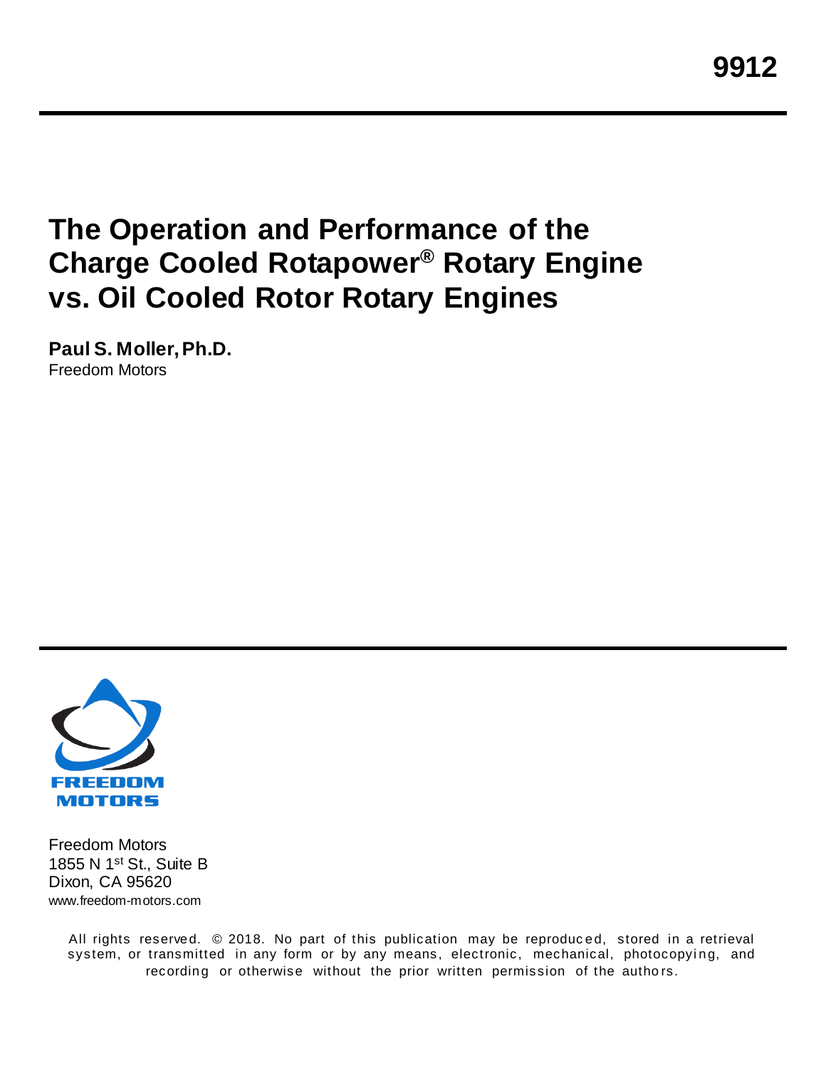9912

# The Operation and Performance of the Charge Cooled Rotapower® Rotary Engine vs. Oil Cooled Rotor Rotary Engines

**Paul S. Moller, Ph.D.**
Freedom Motors

FREEDOM MOTORS

Freedom Motors
1855 N 1st St., Suite B
Dixon, CA 95620
www.freedom-motors.com

All rights reserved. © 2018. No part of this publication may be reproduced, stored in a retrieval system, or transmitted in any form or by any means, electronic, mechanical, photocopying, and recording or otherwise without the prior written permission of the authors.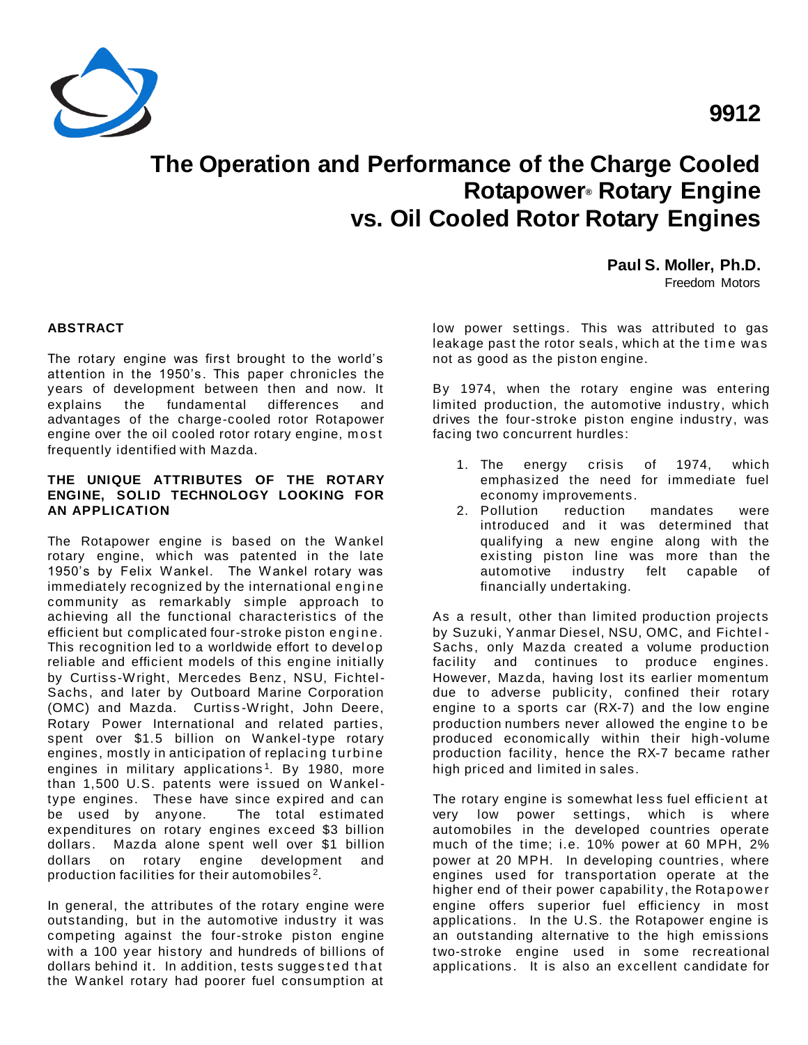9912

# The Operation and Performance of the Charge Cooled Rotapower® Rotary Engine vs. Oil Cooled Rotor Rotary Engines

**Paul S. Moller, Ph.D.**
Freedom Motors

## ABSTRACT

The rotary engine was first brought to the world's attention in the 1950's. This paper chronicles the years of development between then and now. It explains the fundamental differences and advantages of the charge-cooled rotor Rotapower engine over the oil cooled rotor rotary engine, most frequently identified with Mazda.

## THE UNIQUE ATTRIBUTES OF THE ROTARY ENGINE, SOLID TECHNOLOGY LOOKING FOR AN APPLICATION

The Rotapower engine is based on the Wankel rotary engine, which was patented in the late 1950's by Felix Wankel. The Wankel rotary was immediately recognized by the international engine community as remarkably simple approach to achieving all the functional characteristics of the efficient but complicated four-stroke piston engine. This recognition led to a worldwide effort to develop reliable and efficient models of this engine initially by Curtiss-Wright, Mercedes Benz, NSU, Fichtel-Sachs, and later by Outboard Marine Corporation (OMC) and Mazda. Curtiss-Wright, John Deere, Rotary Power International and related parties, spent over $1.5 billion on Wankel-type rotary engines, mostly in anticipation of replacing turbine engines in military applications[1]. By 1980, more than 1,500 U.S. patents were issued on Wankel-type engines. These have since expired and can be used by anyone. The total estimated expenditures on rotary engines exceed $3 billion dollars. Mazda alone spent well over $1 billion dollars on rotary engine development and production facilities for their automobiles[2].

In general, the attributes of the rotary engine were outstanding, but in the automotive industry it was competing against the four-stroke piston engine with a 100 year history and hundreds of billions of dollars behind it. In addition, tests suggested that the Wankel rotary had poorer fuel consumption at low power settings. This was attributed to gas leakage past the rotor seals, which at the time was not as good as the piston engine.

By 1974, when the rotary engine was entering limited production, the automotive industry, which drives the four-stroke piston engine industry, was facing two concurrent hurdles:

1. The energy crisis of 1974, which emphasized the need for immediate fuel economy improvements.
2. Pollution reduction mandates were introduced and it was determined that qualifying a new engine along with the existing piston line was more than the automotive industry felt capable of financially undertaking.

As a result, other than limited production projects by Suzuki, Yanmar Diesel, NSU, OMC, and Fichtel-Sachs, only Mazda created a volume production facility and continues to produce engines. However, Mazda, having lost its earlier momentum due to adverse publicity, confined their rotary engine to a sports car (RX-7) and the low engine production numbers never allowed the engine to be produced economically within their high-volume production facility, hence the RX-7 became rather high priced and limited in sales.

The rotary engine is somewhat less fuel efficient at very low power settings, which is where automobiles in the developed countries operate much of the time; i.e. 10% power at 60 MPH, 2% power at 20 MPH. In developing countries, where engines used for transportation operate at the higher end of their power capability, the Rotapower engine offers superior fuel efficiency in most applications. In the U.S. the Rotapower engine is an outstanding alternative to the high emissions two-stroke engine used in some recreational applications. It is also an excellent candidate for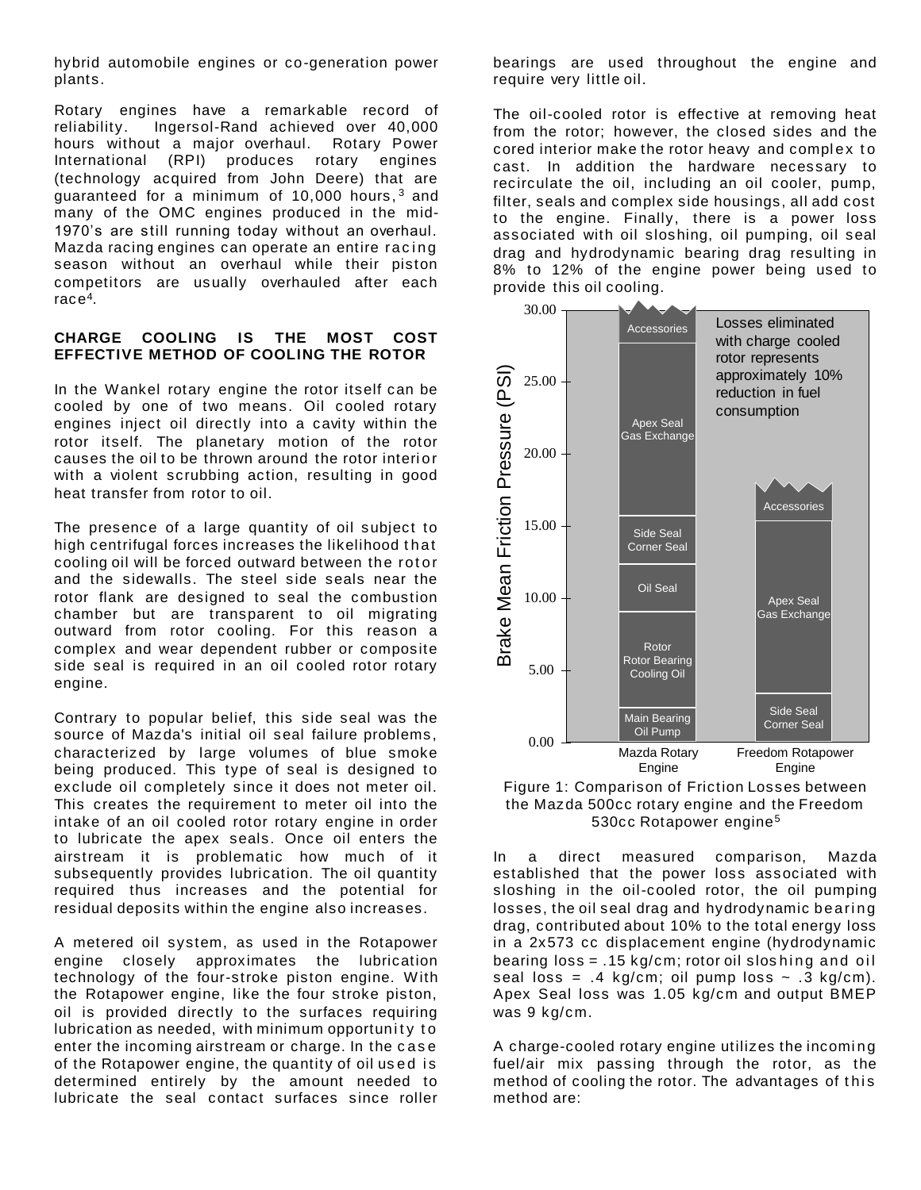hybrid automobile engines or co-generation power plants.

Rotary engines have a remarkable record of reliability. Ingersol-Rand achieved over 40,000 hours without a major overhaul. Rotary Power International (RPI) produces rotary engines (technology acquired from John Deere) that are guaranteed for a minimum of 10,000 hours,[3] and many of the OMC engines produced in the mid-1970's are still running today without an overhaul. Mazda racing engines can operate an entire racing season without an overhaul while their piston competitors are usually overhauled after each race[4].

**CHARGE COOLING IS THE MOST COST EFFECTIVE METHOD OF COOLING THE ROTOR**

In the Wankel rotary engine the rotor itself can be cooled by one of two means. Oil cooled rotary engines inject oil directly into a cavity within the rotor itself. The planetary motion of the rotor causes the oil to be thrown around the rotor interior with a violent scrubbing action, resulting in good heat transfer from rotor to oil.

The presence of a large quantity of oil subject to high centrifugal forces increases the likelihood that cooling oil will be forced outward between the rotor and the sidewalls. The steel side seals near the rotor flank are designed to seal the combustion chamber but are transparent to oil migrating outward from rotor cooling. For this reason a complex and wear dependent rubber or composite side seal is required in an oil cooled rotor rotary engine.

Contrary to popular belief, this side seal was the source of Mazda's initial oil seal failure problems, characterized by large volumes of blue smoke being produced. This type of seal is designed to exclude oil completely since it does not meter oil. This creates the requirement to meter oil into the intake of an oil cooled rotor rotary engine in order to lubricate the apex seals. Once oil enters the airstream it is problematic how much of it subsequently provides lubrication. The oil quantity required thus increases and the potential for residual deposits within the engine also increases.

A metered oil system, as used in the Rotapower engine closely approximates the lubrication technology of the four-stroke piston engine. With the Rotapower engine, like the four stroke piston, oil is provided directly to the surfaces requiring lubrication as needed, with minimum opportunity to enter the incoming airstream or charge. In the case of the Rotapower engine, the quantity of oil used is determined entirely by the amount needed to lubricate the seal contact surfaces since roller bearings are used throughout the engine and require very little oil.

The oil-cooled rotor is effective at removing heat from the rotor; however, the closed sides and the cored interior make the rotor heavy and complex to cast. In addition the hardware necessary to recirculate the oil, including an oil cooler, pump, filter, seals and complex side housings, all add cost to the engine. Finally, there is a power loss associated with oil sloshing, oil pumping, oil seal drag and hydrodynamic bearing drag resulting in 8% to 12% of the engine power being used to provide this oil cooling.

Figure 1: Comparison of Friction Losses between the Mazda 500cc rotary engine and the Freedom 530cc Rotapower engine[5]

In a direct measured comparison, Mazda established that the power loss associated with sloshing in the oil-cooled rotor, the oil pumping losses, the oil seal drag and hydrodynamic bearing drag, contributed about 10% to the total energy loss in a 2x573 cc displacement engine (hydrodynamic bearing loss = .15 kg/cm; rotor oil sloshing and oil seal loss = .4 kg/cm; oil pump loss ~ .3 kg/cm). Apex Seal loss was 1.05 kg/cm and output BMEP was 9 kg/cm.

A charge-cooled rotary engine utilizes the incoming fuel/air mix passing through the rotor, as the method of cooling the rotor. The advantages of this method are: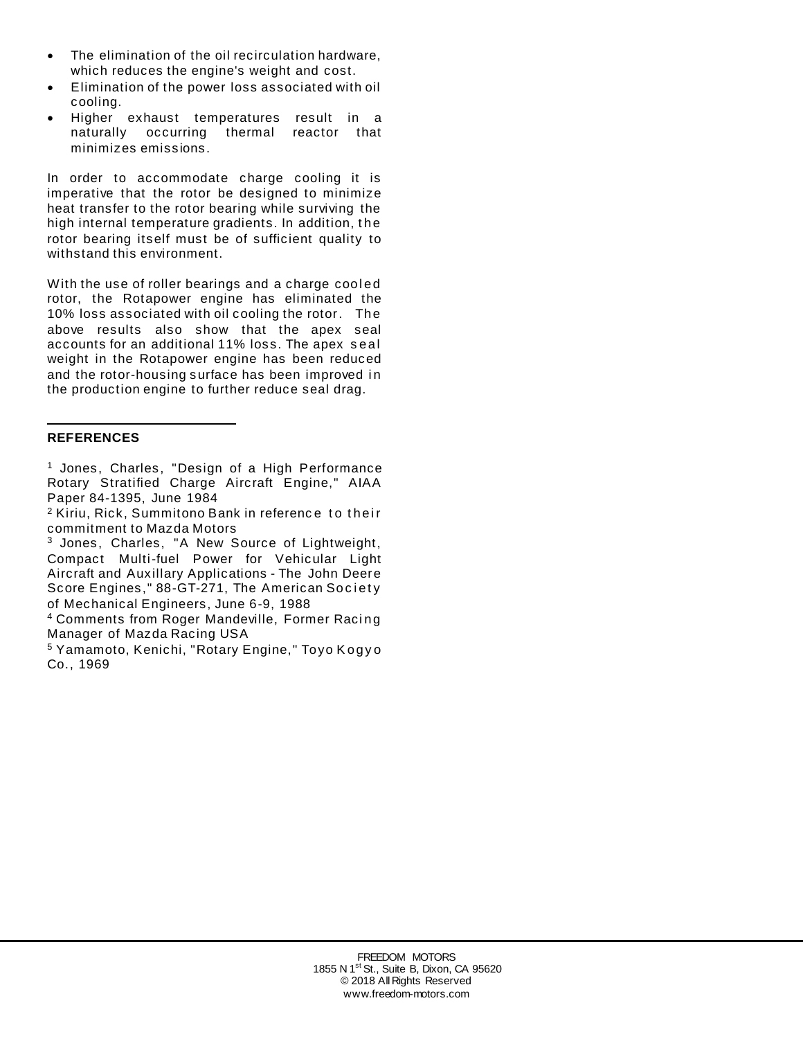- The elimination of the oil recirculation hardware, which reduces the engine's weight and cost.
- Elimination of the power loss associated with oil cooling.
- Higher exhaust temperatures result in a naturally occurring thermal reactor that minimizes emissions.

In order to accommodate charge cooling it is imperative that the rotor be designed to minimize heat transfer to the rotor bearing while surviving the high internal temperature gradients. In addition, the rotor bearing itself must be of sufficient quality to withstand this environment.

With the use of roller bearings and a charge cooled rotor, the Rotapower engine has eliminated the 10% loss associated with oil cooling the rotor. The above results also show that the apex seal accounts for an additional 11% loss. The apex seal weight in the Rotapower engine has been reduced and the rotor-housing surface has been improved in the production engine to further reduce seal drag.

**REFERENCES**

[1] Jones, Charles, "Design of a High Performance Rotary Stratified Charge Aircraft Engine," AIAA Paper 84-1395, June 1984

[2] Kiriu, Rick, Summitono Bank in reference to their commitment to Mazda Motors

[3] Jones, Charles, "A New Source of Lightweight, Compact Multi-fuel Power for Vehicular Light Aircraft and Auxillary Applications - The John Deere Score Engines," 88-GT-271, The American Society of Mechanical Engineers, June 6-9, 1988

[4] Comments from Roger Mandeville, Former Racing Manager of Mazda Racing USA

[5] Yamamoto, Kenichi, "Rotary Engine," Toyo Kogyo Co., 1969